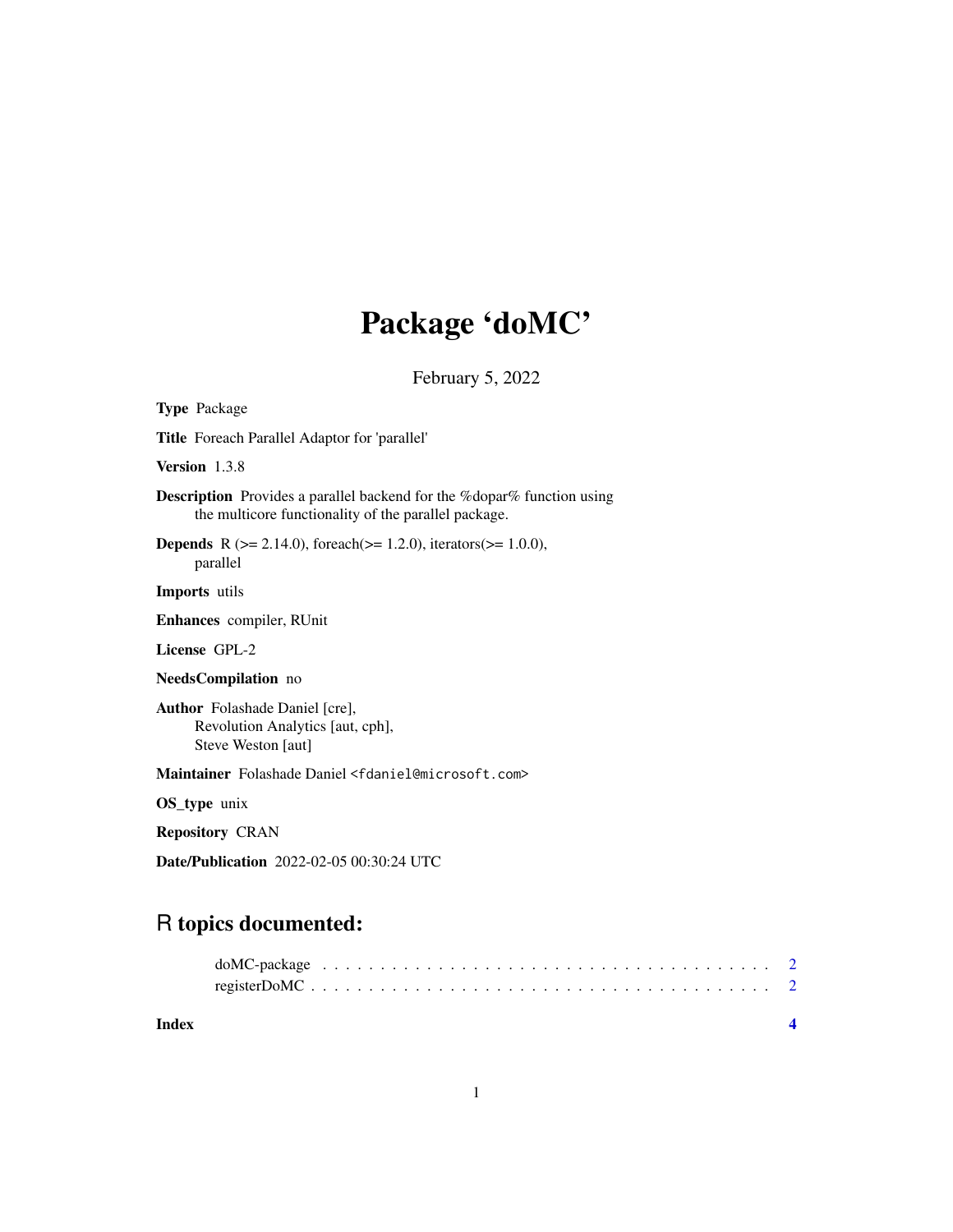# Package 'doMC'

February 5, 2022

**Type** Package

**Title** Foreach Parallel Adaptor for 'parallel'

**Version** 1.3.8

**Description** Provides a parallel backend for the %dopar% function using the multicore functionality of the parallel package.

**Depends** R (>= 2.14.0), foreach(>= 1.2.0), iterators(>= 1.0.0), parallel

**Imports** utils

**Enhances** compiler, RUnit

**License** GPL-2

**NeedsCompilation** no

**Author** Folashade Daniel [cre], Revolution Analytics [aut, cph], Steve Weston [aut]

**Maintainer** Folashade Daniel <fdaniel@microsoft.com>

**OS_type** unix

**Repository** CRAN

**Date/Publication** 2022-02-05 00:30:24 UTC

## R topics documented:

doMC-package . . . . . . . . . . . . . . . . . . . . . . . . . . . . . . . . . . . . . . . 2
registerDoMC . . . . . . . . . . . . . . . . . . . . . . . . . . . . . . . . . . . . . . . 2

**Index** 4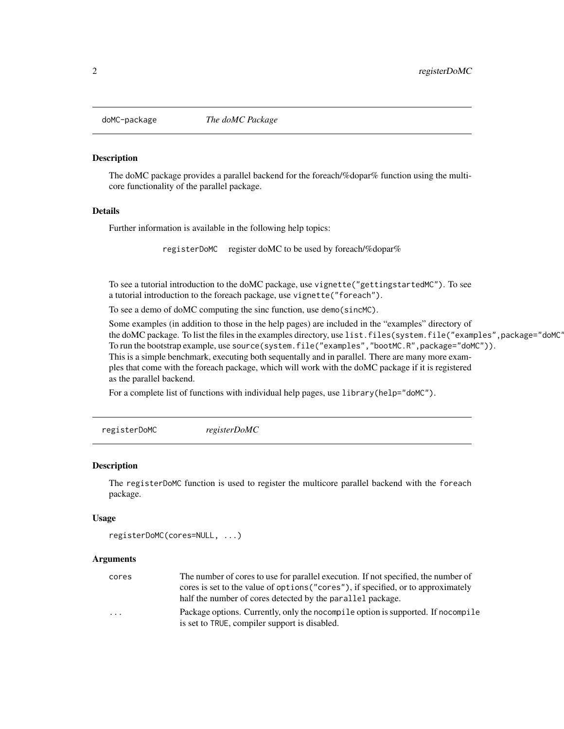## doMC-package — *The doMC Package*

### Description

The doMC package provides a parallel backend for the foreach/%dopar% function using the multicore functionality of the parallel package.

### Details

Further information is available in the following help topics:

| | |
|---|---|
| `registerDoMC` | register doMC to be used by foreach/%dopar% |

To see a tutorial introduction to the doMC package, use `vignette("gettingstartedMC")`. To see a tutorial introduction to the foreach package, use `vignette("foreach")`.

To see a demo of doMC computing the sinc function, use `demo(sincMC)`.

Some examples (in addition to those in the help pages) are included in the "examples" directory of the doMC package. To list the files in the examples directory, use `list.files(system.file("examples",package="doMC"` To run the bootstrap example, use `source(system.file("examples","bootMC.R",package="doMC"))`. This is a simple benchmark, executing both sequentally and in parallel. There are many more examples that come with the foreach package, which will work with the doMC package if it is registered as the parallel backend.

For a complete list of functions with individual help pages, use `library(help="doMC")`.

## registerDoMC — *registerDoMC*

### Description

The `registerDoMC` function is used to register the multicore parallel backend with the `foreach` package.

### Usage

```
registerDoMC(cores=NULL, ...)
```

### Arguments

| | |
|---|---|
| `cores` | The number of cores to use for parallel execution. If not specified, the number of cores is set to the value of `options("cores")`, if specified, or to approximately half the number of cores detected by the `parallel` package. |
| `...` | Package options. Currently, only the `nocompile` option is supported. If `nocompile` is set to `TRUE`, compiler support is disabled. |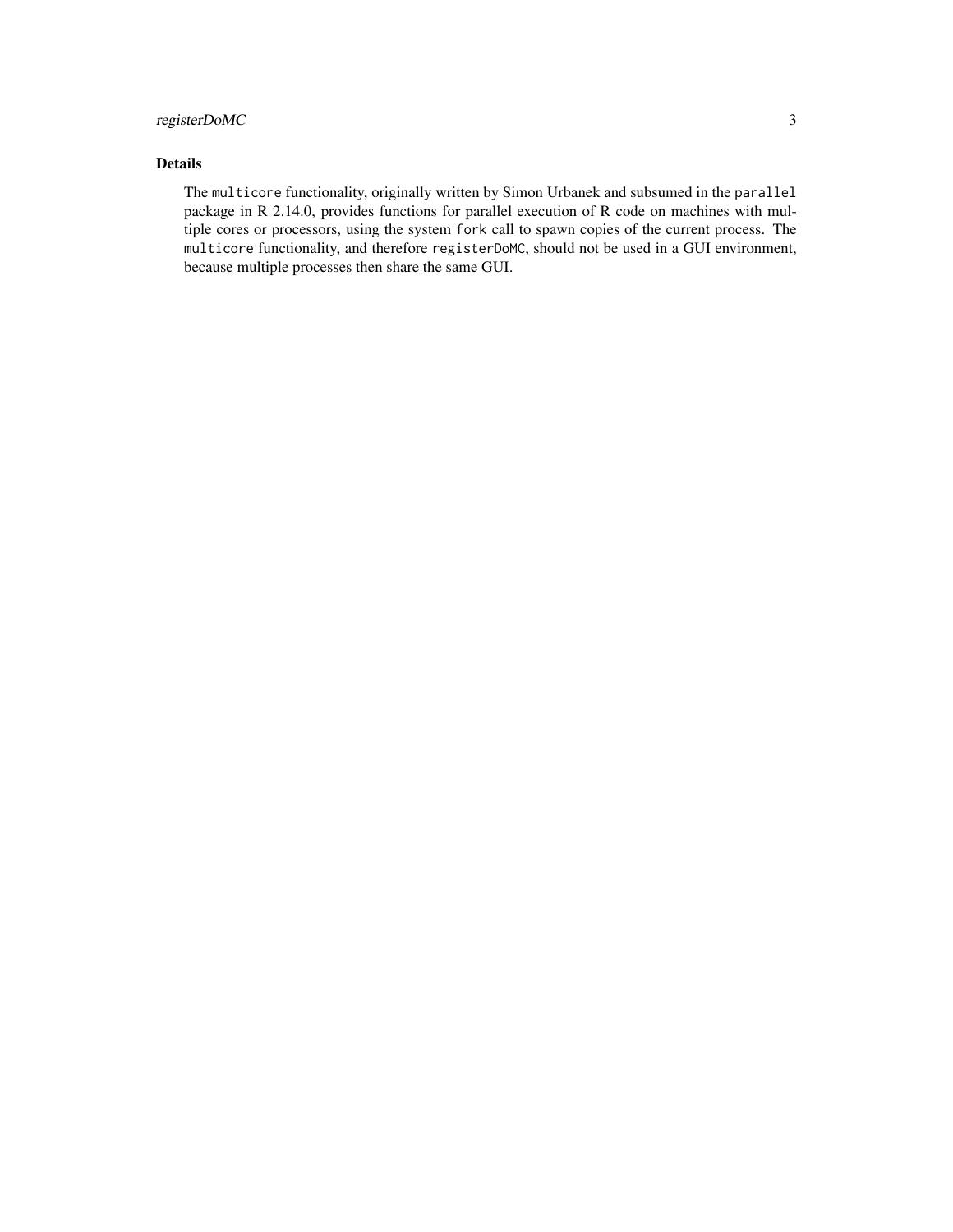## Details

The `multicore` functionality, originally written by Simon Urbanek and subsumed in the `parallel` package in R 2.14.0, provides functions for parallel execution of R code on machines with multiple cores or processors, using the system `fork` call to spawn copies of the current process. The `multicore` functionality, and therefore `registerDoMC`, should not be used in a GUI environment, because multiple processes then share the same GUI.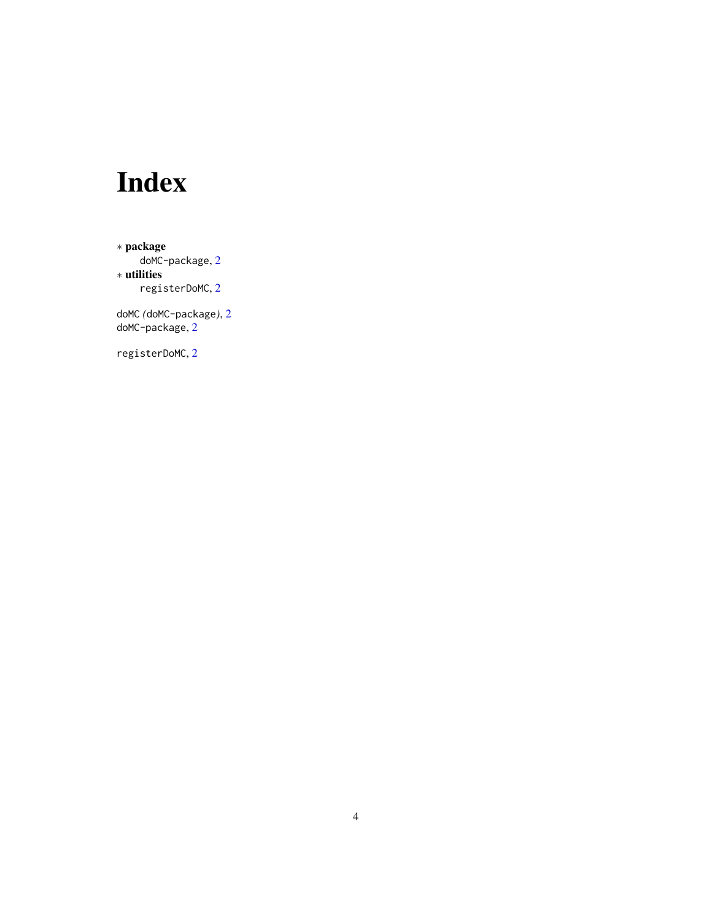# Index

∗ **package**
    doMC-package, 2
∗ **utilities**
    registerDoMC, 2

doMC *(*doMC-package*)*, 2
doMC-package, 2

registerDoMC, 2